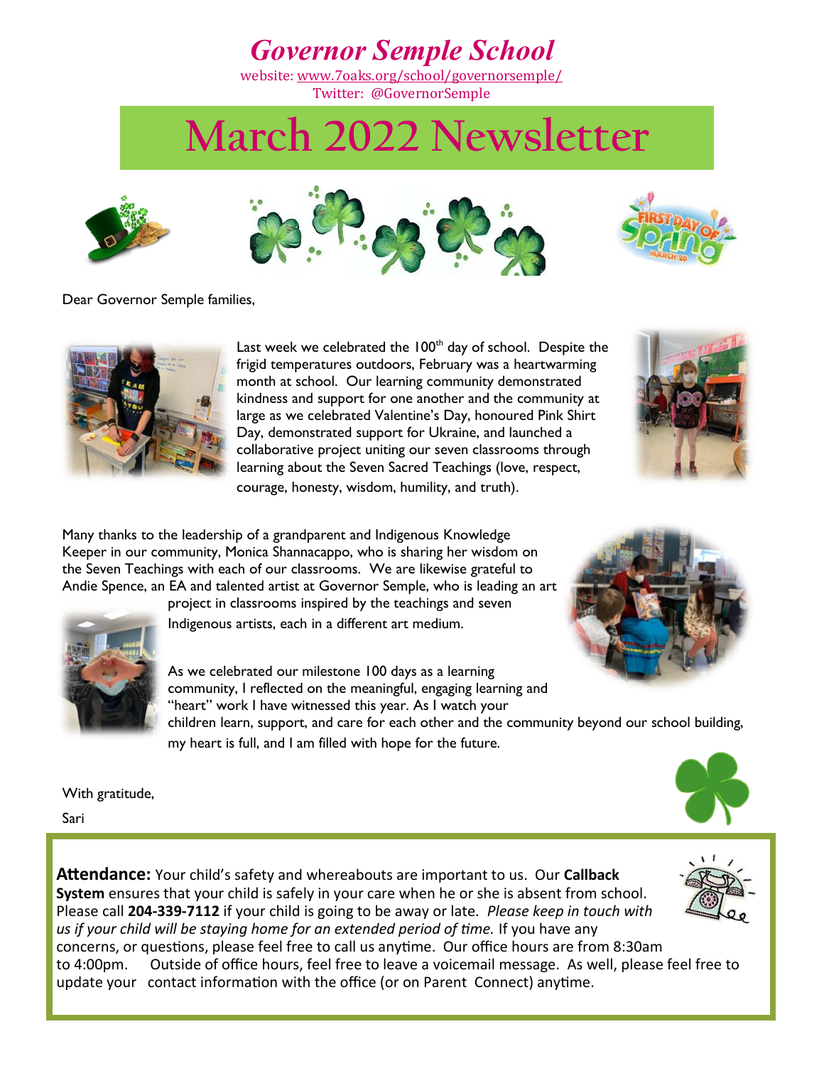# Governor Semple School

website: [www.7oaks.org/school/governorsemple/](www.7oaks.org/school/governorsemple/)
Twitter: @GovernorSemple

# March 2022 Newsletter

Dear Governor Semple families,

Last week we celebrated the 100th day of school. Despite the frigid temperatures outdoors, February was a heartwarming month at school. Our learning community demonstrated kindness and support for one another and the community at large as we celebrated Valentine's Day, honoured Pink Shirt Day, demonstrated support for Ukraine, and launched a collaborative project uniting our seven classrooms through learning about the Seven Sacred Teachings (love, respect, courage, honesty, wisdom, humility, and truth).

Many thanks to the leadership of a grandparent and Indigenous Knowledge Keeper in our community, Monica Shannacappo, who is sharing her wisdom on the Seven Teachings with each of our classrooms. We are likewise grateful to Andie Spence, an EA and talented artist at Governor Semple, who is leading an art project in classrooms inspired by the teachings and seven Indigenous artists, each in a different art medium.

As we celebrated our milestone 100 days as a learning community, I reflected on the meaningful, engaging learning and "heart" work I have witnessed this year. As I watch your children learn, support, and care for each other and the community beyond our school building, my heart is full, and I am filled with hope for the future.

With gratitude,

Sari

**Attendance:** Your child's safety and whereabouts are important to us. Our **Callback System** ensures that your child is safely in your care when he or she is absent from school. Please call **204-339-7112** if your child is going to be away or late. *Please keep in touch with us if your child will be staying home for an extended period of time.* If you have any concerns, or questions, please feel free to call us anytime. Our office hours are from 8:30am to 4:00pm. Outside of office hours, feel free to leave a voicemail message. As well, please feel free to update your contact information with the office (or on Parent Connect) anytime.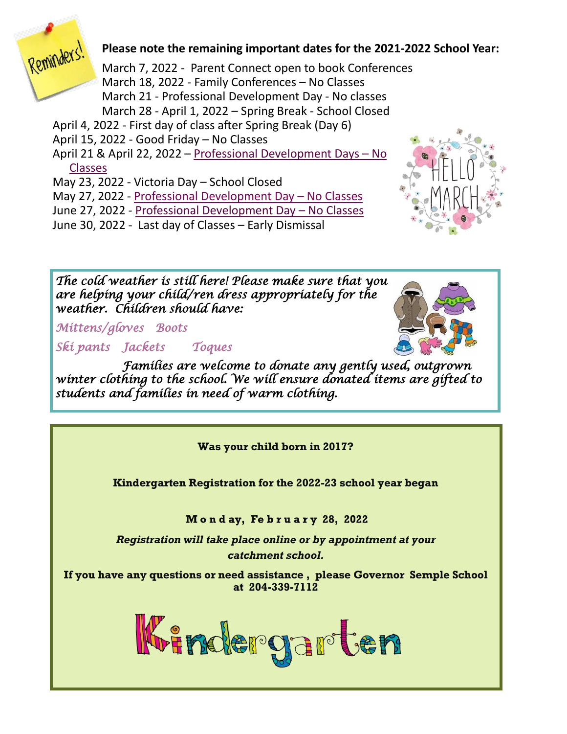**Please note the remaining important dates for the 2021-2022 School Year:**

March 7, 2022 - Parent Connect open to book Conferences
March 18, 2022 - Family Conferences – No Classes
March 21 - Professional Development Day - No classes
March 28 - April 1, 2022 – Spring Break - School Closed
April 4, 2022 - First day of class after Spring Break (Day 6)
April 15, 2022 - Good Friday – No Classes
April 21 & April 22, 2022 – Professional Development Days – No Classes
May 23, 2022 - Victoria Day – School Closed
May 27, 2022 - Professional Development Day – No Classes
June 27, 2022 - Professional Development Day – No Classes
June 30, 2022 - Last day of Classes – Early Dismissal

*The cold weather is still here! Please make sure that you are helping your child/ren dress appropriately for the weather. Children should have:*

*Mittens/gloves Boots*

*Ski pants Jackets Toques*

*Families are welcome to donate any gently used, outgrown winter clothing to the school. We will ensure donated items are gifted to students and families in need of warm clothing.*

**Was your child born in 2017?**

**Kindergarten Registration for the 2022-23 school year began**

**Monday, February 28, 2022**

***Registration will take place online or by appointment at your catchment school.***

**If you have any questions or need assistance , please Governor Semple School at 204-339-7112**

Kindergarten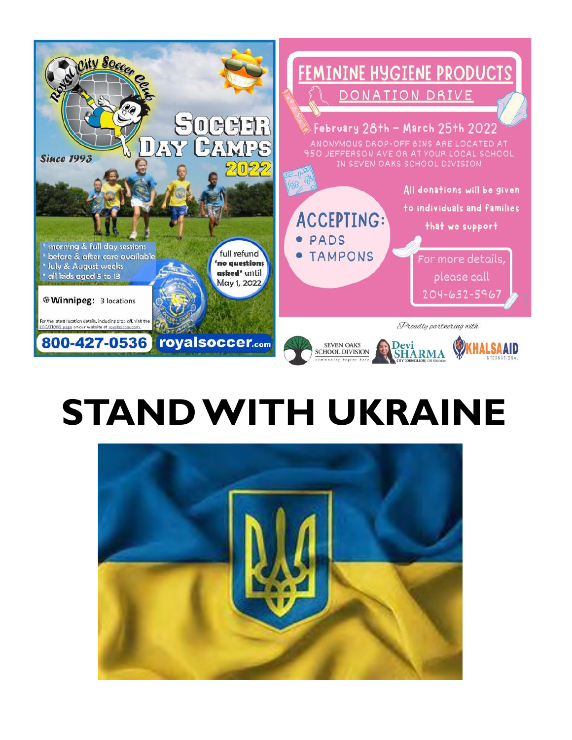Royal City Soccer Club

Since 1993

# SOCCER DAY CAMPS 2022

- morning & full day sessions
- before & after care available
- July & August weeks
- all kids aged 5 to 13

full refund **'no questions asked'** until May 1, 2022

**Winnipeg:** 3 locations

For the latest location details, including drop off, visit the LOCATIONS page on our website at royalsoccer.com.

**800-427-0536** **royalsoccer.com**

## FEMININE HYGIENE PRODUCTS DONATION DRIVE

February 28th – March 25th 2022

ANONYMOUS DROP-OFF BINS ARE LOCATED AT 950 JEFFERSON AVE OR AT YOUR LOCAL SCHOOL IN SEVEN OAKS SCHOOL DIVISION

ACCEPTING:

- PADS
- TAMPONS

All donations will be given to individuals and families that we support

For more details, please call 204-632-5967

*Proudly partnering with*

SEVEN OAKS SCHOOL DIVISION — community begins here

Devi SHARMA — CITY COUNCILLOR | Old Kildonan

KHALSA AID INTERNATIONAL

# STAND WITH UKRAINE